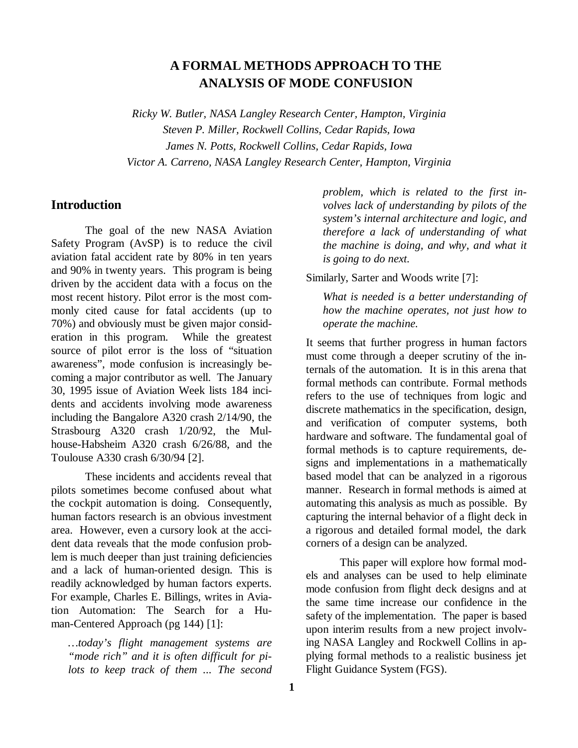# A FORMAL METHODS APPROACH TO THE ANALYSIS OF MODE CONFUSION

*Ricky W. Butler, NASA Langley Research Center, Hampton, Virginia*
*Steven P. Miller, Rockwell Collins, Cedar Rapids, Iowa*
*James N. Potts, Rockwell Collins, Cedar Rapids, Iowa*
*Victor A. Carreno, NASA Langley Research Center, Hampton, Virginia*

## Introduction

The goal of the new NASA Aviation Safety Program (AvSP) is to reduce the civil aviation fatal accident rate by 80% in ten years and 90% in twenty years. This program is being driven by the accident data with a focus on the most recent history. Pilot error is the most commonly cited cause for fatal accidents (up to 70%) and obviously must be given major consideration in this program. While the greatest source of pilot error is the loss of "situation awareness", mode confusion is increasingly becoming a major contributor as well. The January 30, 1995 issue of Aviation Week lists 184 incidents and accidents involving mode awareness including the Bangalore A320 crash 2/14/90, the Strasbourg A320 crash 1/20/92, the Mulhouse-Habsheim A320 crash 6/26/88, and the Toulouse A330 crash 6/30/94 [2].

These incidents and accidents reveal that pilots sometimes become confused about what the cockpit automation is doing. Consequently, human factors research is an obvious investment area. However, even a cursory look at the accident data reveals that the mode confusion problem is much deeper than just training deficiencies and a lack of human-oriented design. This is readily acknowledged by human factors experts. For example, Charles E. Billings, writes in Aviation Automation: The Search for a Human-Centered Approach (pg 144) [1]:

> *…today's flight management systems are "mode rich" and it is often difficult for pilots to keep track of them ... The second problem, which is related to the first involves lack of understanding by pilots of the system's internal architecture and logic, and therefore a lack of understanding of what the machine is doing, and why, and what it is going to do next.*

Similarly, Sarter and Woods write [7]:

> *What is needed is a better understanding of how the machine operates, not just how to operate the machine.*

It seems that further progress in human factors must come through a deeper scrutiny of the internals of the automation. It is in this arena that formal methods can contribute. Formal methods refers to the use of techniques from logic and discrete mathematics in the specification, design, and verification of computer systems, both hardware and software. The fundamental goal of formal methods is to capture requirements, designs and implementations in a mathematically based model that can be analyzed in a rigorous manner. Research in formal methods is aimed at automating this analysis as much as possible. By capturing the internal behavior of a flight deck in a rigorous and detailed formal model, the dark corners of a design can be analyzed.

This paper will explore how formal models and analyses can be used to help eliminate mode confusion from flight deck designs and at the same time increase our confidence in the safety of the implementation. The paper is based upon interim results from a new project involving NASA Langley and Rockwell Collins in applying formal methods to a realistic business jet Flight Guidance System (FGS).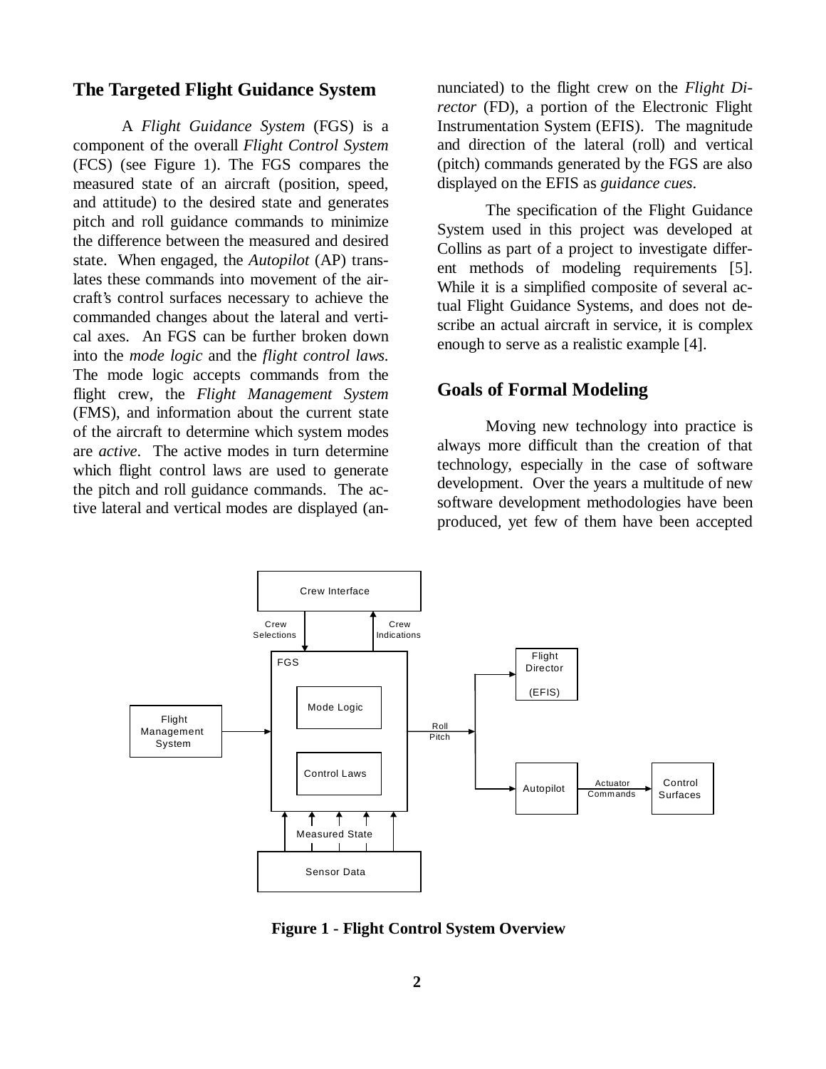## The Targeted Flight Guidance System

A *Flight Guidance System* (FGS) is a component of the overall *Flight Control System* (FCS) (see Figure 1). The FGS compares the measured state of an aircraft (position, speed, and attitude) to the desired state and generates pitch and roll guidance commands to minimize the difference between the measured and desired state. When engaged, the *Autopilot* (AP) translates these commands into movement of the aircraft's control surfaces necessary to achieve the commanded changes about the lateral and vertical axes. An FGS can be further broken down into the *mode logic* and the *flight control laws*. The mode logic accepts commands from the flight crew, the *Flight Management System* (FMS), and information about the current state of the aircraft to determine which system modes are *active*. The active modes in turn determine which flight control laws are used to generate the pitch and roll guidance commands. The active lateral and vertical modes are displayed (annunciated) to the flight crew on the *Flight Director* (FD), a portion of the Electronic Flight Instrumentation System (EFIS). The magnitude and direction of the lateral (roll) and vertical (pitch) commands generated by the FGS are also displayed on the EFIS as *guidance cues*.

The specification of the Flight Guidance System used in this project was developed at Collins as part of a project to investigate different methods of modeling requirements [5]. While it is a simplified composite of several actual Flight Guidance Systems, and does not describe an actual aircraft in service, it is complex enough to serve as a realistic example [4].

## Goals of Formal Modeling

Moving new technology into practice is always more difficult than the creation of that technology, especially in the case of software development. Over the years a multitude of new software development methodologies have been produced, yet few of them have been accepted

**Figure 1 - Flight Control System Overview**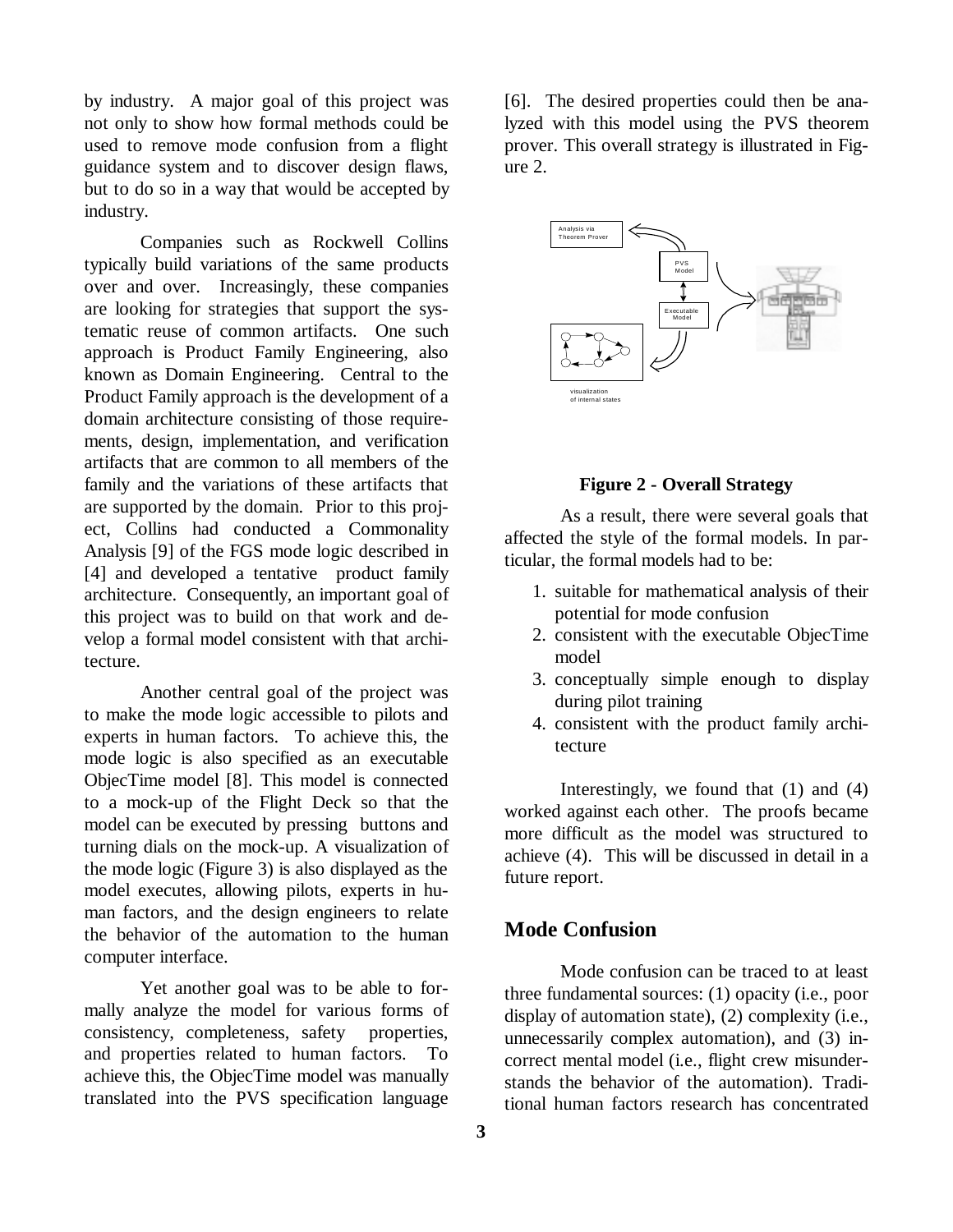by industry. A major goal of this project was not only to show how formal methods could be used to remove mode confusion from a flight guidance system and to discover design flaws, but to do so in a way that would be accepted by industry.

Companies such as Rockwell Collins typically build variations of the same products over and over. Increasingly, these companies are looking for strategies that support the systematic reuse of common artifacts. One such approach is Product Family Engineering, also known as Domain Engineering. Central to the Product Family approach is the development of a domain architecture consisting of those requirements, design, implementation, and verification artifacts that are common to all members of the family and the variations of these artifacts that are supported by the domain. Prior to this project, Collins had conducted a Commonality Analysis [9] of the FGS mode logic described in [4] and developed a tentative product family architecture. Consequently, an important goal of this project was to build on that work and develop a formal model consistent with that architecture.

Another central goal of the project was to make the mode logic accessible to pilots and experts in human factors. To achieve this, the mode logic is also specified as an executable ObjecTime model [8]. This model is connected to a mock-up of the Flight Deck so that the model can be executed by pressing buttons and turning dials on the mock-up. A visualization of the mode logic (Figure 3) is also displayed as the model executes, allowing pilots, experts in human factors, and the design engineers to relate the behavior of the automation to the human computer interface.

Yet another goal was to be able to formally analyze the model for various forms of consistency, completeness, safety properties, and properties related to human factors. To achieve this, the ObjecTime model was manually translated into the PVS specification language [6]. The desired properties could then be analyzed with this model using the PVS theorem prover. This overall strategy is illustrated in Figure 2.

**Figure 2 - Overall Strategy**

As a result, there were several goals that affected the style of the formal models. In particular, the formal models had to be:

1. suitable for mathematical analysis of their potential for mode confusion
2. consistent with the executable ObjecTime model
3. conceptually simple enough to display during pilot training
4. consistent with the product family architecture

Interestingly, we found that (1) and (4) worked against each other. The proofs became more difficult as the model was structured to achieve (4). This will be discussed in detail in a future report.

## Mode Confusion

Mode confusion can be traced to at least three fundamental sources: (1) opacity (i.e., poor display of automation state), (2) complexity (i.e., unnecessarily complex automation), and (3) incorrect mental model (i.e., flight crew misunderstands the behavior of the automation). Traditional human factors research has concentrated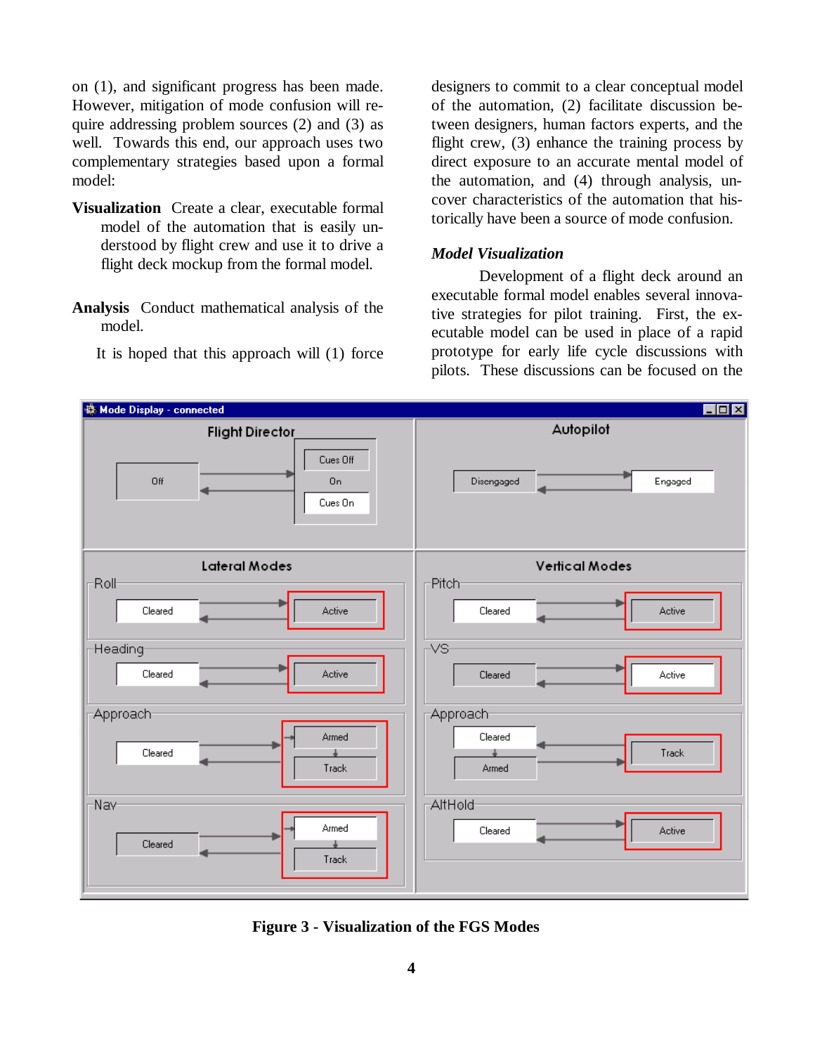on (1), and significant progress has been made. However, mitigation of mode confusion will require addressing problem sources (2) and (3) as well. Towards this end, our approach uses two complementary strategies based upon a formal model:

**Visualization** Create a clear, executable formal model of the automation that is easily understood by flight crew and use it to drive a flight deck mockup from the formal model.

**Analysis** Conduct mathematical analysis of the model.

It is hoped that this approach will (1) force designers to commit to a clear conceptual model of the automation, (2) facilitate discussion between designers, human factors experts, and the flight crew, (3) enhance the training process by direct exposure to an accurate mental model of the automation, and (4) through analysis, uncover characteristics of the automation that historically have been a source of mode confusion.

### *Model Visualization*

Development of a flight deck around an executable formal model enables several innovative strategies for pilot training. First, the executable model can be used in place of a rapid prototype for early life cycle discussions with pilots. These discussions can be focused on the

**Figure 3 - Visualization of the FGS Modes**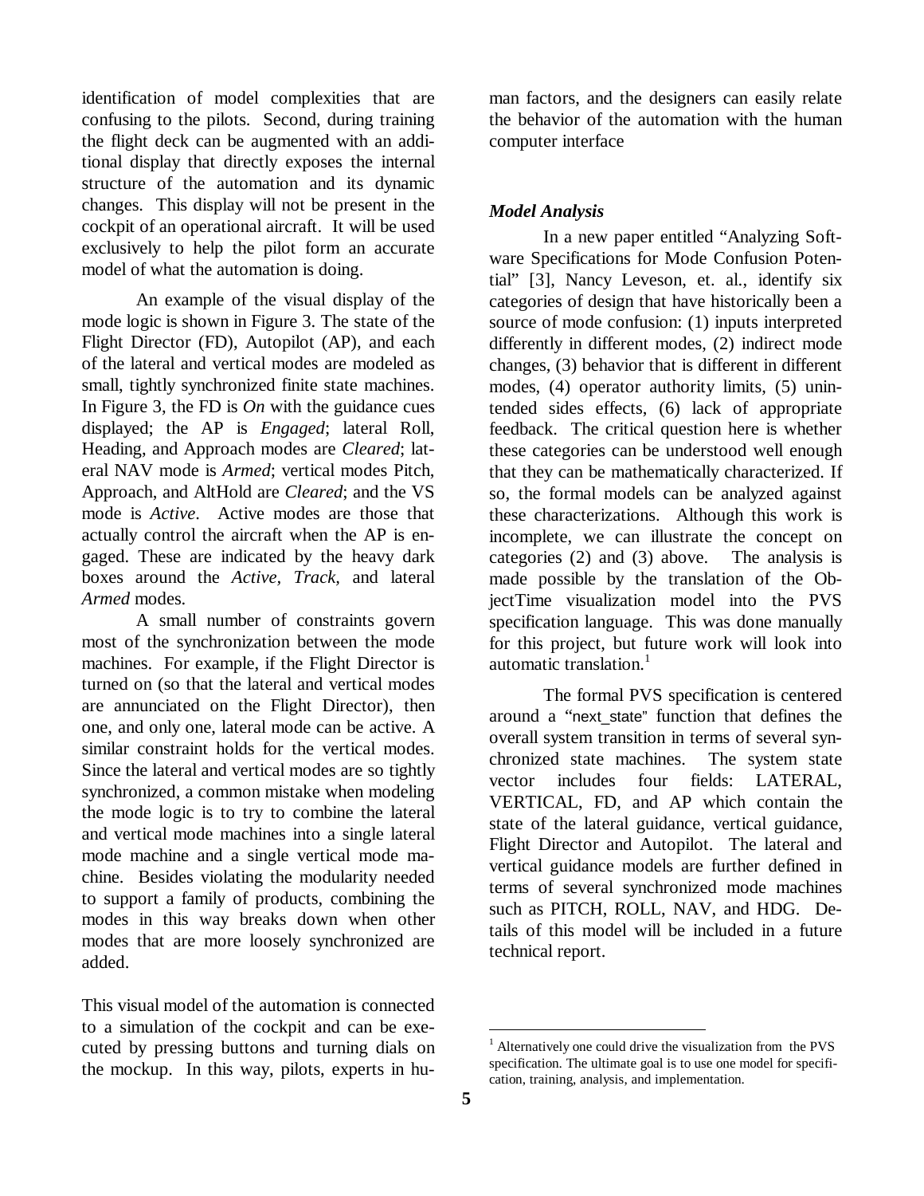identification of model complexities that are confusing to the pilots. Second, during training the flight deck can be augmented with an additional display that directly exposes the internal structure of the automation and its dynamic changes. This display will not be present in the cockpit of an operational aircraft. It will be used exclusively to help the pilot form an accurate model of what the automation is doing.

An example of the visual display of the mode logic is shown in Figure 3. The state of the Flight Director (FD), Autopilot (AP), and each of the lateral and vertical modes are modeled as small, tightly synchronized finite state machines. In Figure 3, the FD is *On* with the guidance cues displayed; the AP is *Engaged*; lateral Roll, Heading, and Approach modes are *Cleared*; lateral NAV mode is *Armed*; vertical modes Pitch, Approach, and AltHold are *Cleared*; and the VS mode is *Active*. Active modes are those that actually control the aircraft when the AP is engaged. These are indicated by the heavy dark boxes around the *Active*, *Track*, and lateral *Armed* modes.

A small number of constraints govern most of the synchronization between the mode machines. For example, if the Flight Director is turned on (so that the lateral and vertical modes are annunciated on the Flight Director), then one, and only one, lateral mode can be active. A similar constraint holds for the vertical modes. Since the lateral and vertical modes are so tightly synchronized, a common mistake when modeling the mode logic is to try to combine the lateral and vertical mode machines into a single lateral mode machine and a single vertical mode machine. Besides violating the modularity needed to support a family of products, combining the modes in this way breaks down when other modes that are more loosely synchronized are added.

This visual model of the automation is connected to a simulation of the cockpit and can be executed by pressing buttons and turning dials on the mockup. In this way, pilots, experts in human factors, and the designers can easily relate the behavior of the automation with the human computer interface

### *Model Analysis*

In a new paper entitled "Analyzing Software Specifications for Mode Confusion Potential" [3], Nancy Leveson, et. al., identify six categories of design that have historically been a source of mode confusion: (1) inputs interpreted differently in different modes, (2) indirect mode changes, (3) behavior that is different in different modes, (4) operator authority limits, (5) unintended sides effects, (6) lack of appropriate feedback. The critical question here is whether these categories can be understood well enough that they can be mathematically characterized. If so, the formal models can be analyzed against these characterizations. Although this work is incomplete, we can illustrate the concept on categories (2) and (3) above. The analysis is made possible by the translation of the ObjectTime visualization model into the PVS specification language. This was done manually for this project, but future work will look into automatic translation.[1]

The formal PVS specification is centered around a "next_state" function that defines the overall system transition in terms of several synchronized state machines. The system state vector includes four fields: LATERAL, VERTICAL, FD, and AP which contain the state of the lateral guidance, vertical guidance, Flight Director and Autopilot. The lateral and vertical guidance models are further defined in terms of several synchronized mode machines such as PITCH, ROLL, NAV, and HDG. Details of this model will be included in a future technical report.

[1] Alternatively one could drive the visualization from the PVS specification. The ultimate goal is to use one model for specification, training, analysis, and implementation.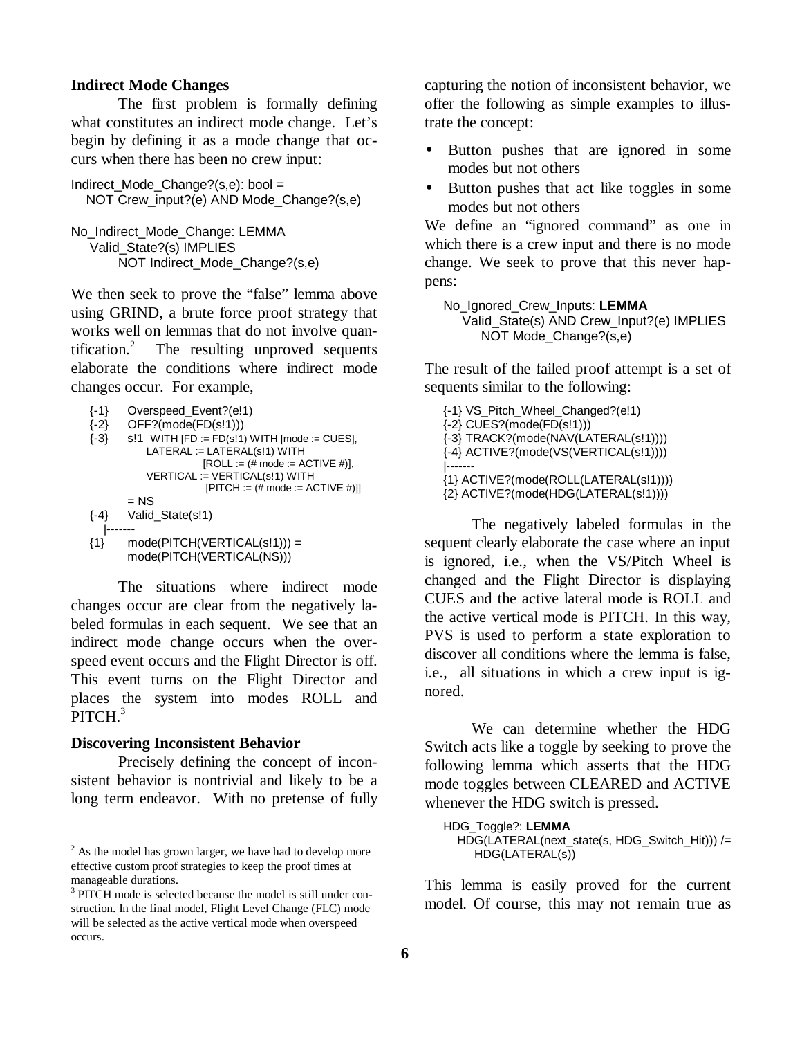### Indirect Mode Changes

The first problem is formally defining what constitutes an indirect mode change. Let's begin by defining it as a mode change that occurs when there has been no crew input:

```
Indirect_Mode_Change?(s,e): bool =
  NOT Crew_input?(e) AND Mode_Change?(s,e)

No_Indirect_Mode_Change: LEMMA
   Valid_State?(s) IMPLIES
        NOT Indirect_Mode_Change?(s,e)
```

We then seek to prove the "false" lemma above using GRIND, a brute force proof strategy that works well on lemmas that do not involve quantification.[2] The resulting unproved sequents elaborate the conditions where indirect mode changes occur. For example,

```
{-1}   Overspeed_Event?(e!1)
{-2}   OFF?(mode(FD(s!1)))
{-3}   s!1  WITH [FD := FD(s!1) WITH [mode := CUES],
            LATERAL := LATERAL(s!1) WITH
                        [ROLL := (# mode := ACTIVE #)],
            VERTICAL := VERTICAL(s!1) WITH
                        [PITCH := (# mode := ACTIVE #)]]
       = NS
{-4}   Valid_State(s!1)
   |-------
{1}    mode(PITCH(VERTICAL(s!1))) =
       mode(PITCH(VERTICAL(NS)))
```

The situations where indirect mode changes occur are clear from the negatively labeled formulas in each sequent. We see that an indirect mode change occurs when the overspeed event occurs and the Flight Director is off. This event turns on the Flight Director and places the system into modes ROLL and PITCH.[3]

### Discovering Inconsistent Behavior

Precisely defining the concept of inconsistent behavior is nontrivial and likely to be a long term endeavor. With no pretense of fully capturing the notion of inconsistent behavior, we offer the following as simple examples to illustrate the concept:

- Button pushes that are ignored in some modes but not others
- Button pushes that act like toggles in some modes but not others

We define an "ignored command" as one in which there is a crew input and there is no mode change. We seek to prove that this never happens:

```
No_Ignored_Crew_Inputs: LEMMA
   Valid_State(s) AND Crew_Input?(e) IMPLIES
      NOT Mode_Change?(s,e)
```

The result of the failed proof attempt is a set of sequents similar to the following:

```
{-1} VS_Pitch_Wheel_Changed?(e!1)
{-2} CUES?(mode(FD(s!1)))
{-3} TRACK?(mode(NAV(LATERAL(s!1))))
{-4} ACTIVE?(mode(VS(VERTICAL(s!1))))
|-------
{1} ACTIVE?(mode(ROLL(LATERAL(s!1))))
{2} ACTIVE?(mode(HDG(LATERAL(s!1))))
```

The negatively labeled formulas in the sequent clearly elaborate the case where an input is ignored, i.e., when the VS/Pitch Wheel is changed and the Flight Director is displaying CUES and the active lateral mode is ROLL and the active vertical mode is PITCH. In this way, PVS is used to perform a state exploration to discover all conditions where the lemma is false, i.e., all situations in which a crew input is ignored.

We can determine whether the HDG Switch acts like a toggle by seeking to prove the following lemma which asserts that the HDG mode toggles between CLEARED and ACTIVE whenever the HDG switch is pressed.

```
HDG_Toggle?: LEMMA
   HDG(LATERAL(next_state(s, HDG_Switch_Hit))) /=
      HDG(LATERAL(s))
```

This lemma is easily proved for the current model. Of course, this may not remain true as

---

[2] As the model has grown larger, we have had to develop more effective custom proof strategies to keep the proof times at manageable durations.

[3] PITCH mode is selected because the model is still under construction. In the final model, Flight Level Change (FLC) mode will be selected as the active vertical mode when overspeed occurs.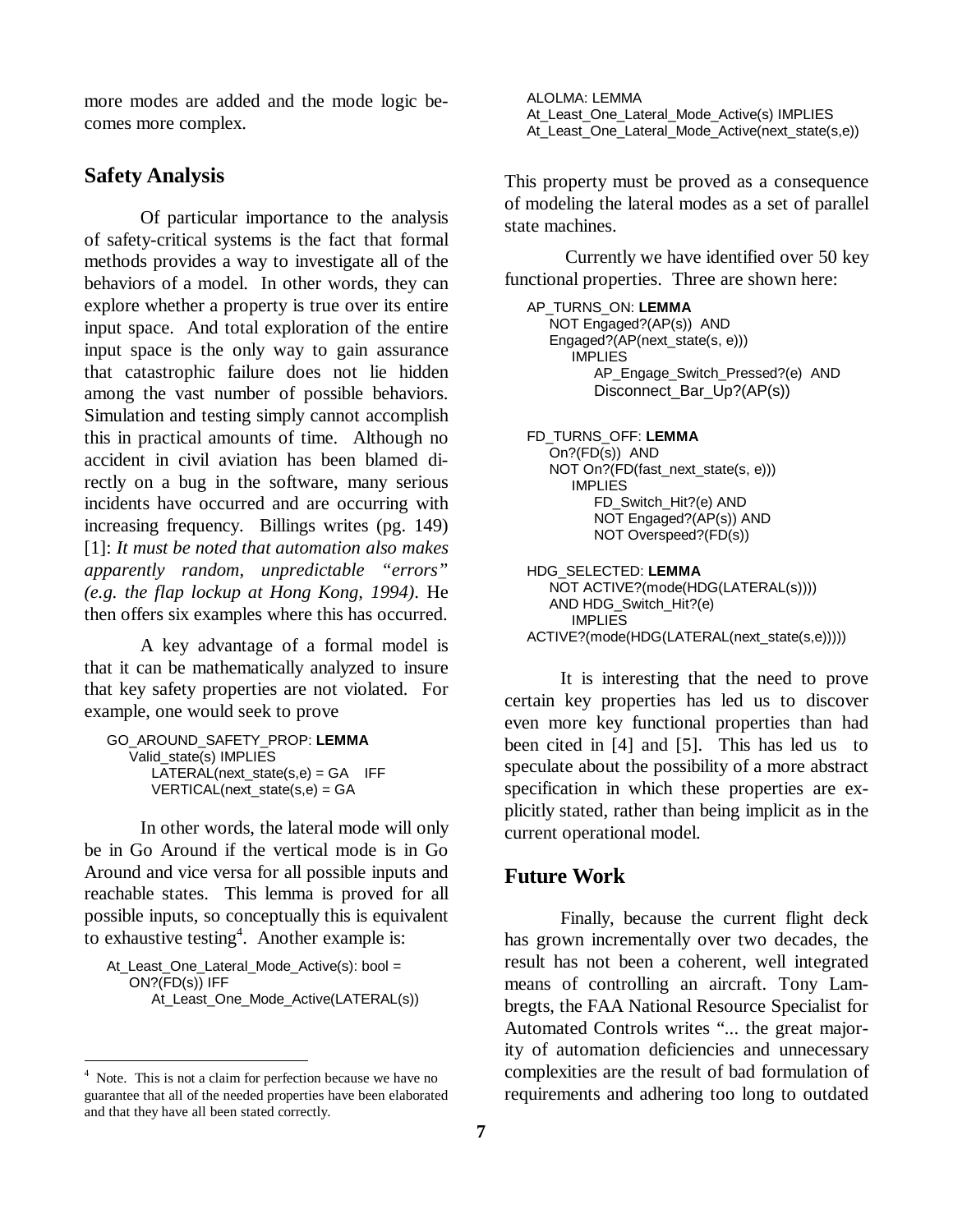more modes are added and the mode logic becomes more complex.

## Safety Analysis

Of particular importance to the analysis of safety-critical systems is the fact that formal methods provides a way to investigate all of the behaviors of a model. In other words, they can explore whether a property is true over its entire input space. And total exploration of the entire input space is the only way to gain assurance that catastrophic failure does not lie hidden among the vast number of possible behaviors. Simulation and testing simply cannot accomplish this in practical amounts of time. Although no accident in civil aviation has been blamed directly on a bug in the software, many serious incidents have occurred and are occurring with increasing frequency. Billings writes (pg. 149) [1]: *It must be noted that automation also makes apparently random, unpredictable "errors" (e.g. the flap lockup at Hong Kong, 1994).* He then offers six examples where this has occurred.

A key advantage of a formal model is that it can be mathematically analyzed to insure that key safety properties are not violated. For example, one would seek to prove

```
GO_AROUND_SAFETY_PROP: LEMMA
   Valid_state(s) IMPLIES
      LATERAL(next_state(s,e) = GA   IFF
      VERTICAL(next_state(s,e) = GA
```

In other words, the lateral mode will only be in Go Around if the vertical mode is in Go Around and vice versa for all possible inputs and reachable states. This lemma is proved for all possible inputs, so conceptually this is equivalent to exhaustive testing[4]. Another example is:

```
At_Least_One_Lateral_Mode_Active(s): bool =
   ON?(FD(s)) IFF
      At_Least_One_Mode_Active(LATERAL(s))

ALOLMA: LEMMA
At_Least_One_Lateral_Mode_Active(s) IMPLIES
At_Least_One_Lateral_Mode_Active(next_state(s,e))
```

This property must be proved as a consequence of modeling the lateral modes as a set of parallel state machines.

Currently we have identified over 50 key functional properties. Three are shown here:

```
AP_TURNS_ON: LEMMA
   NOT Engaged?(AP(s))  AND
   Engaged?(AP(next_state(s, e)))
      IMPLIES
         AP_Engage_Switch_Pressed?(e)  AND
         Disconnect_Bar_Up?(AP(s))

FD_TURNS_OFF: LEMMA
   On?(FD(s))  AND
   NOT On?(FD(fast_next_state(s, e)))
      IMPLIES
         FD_Switch_Hit?(e) AND
         NOT Engaged?(AP(s)) AND
         NOT Overspeed?(FD(s))

HDG_SELECTED: LEMMA
   NOT ACTIVE?(mode(HDG(LATERAL(s))))
   AND HDG_Switch_Hit?(e)
      IMPLIES
ACTIVE?(mode(HDG(LATERAL(next_state(s,e)))))
```

It is interesting that the need to prove certain key properties has led us to discover even more key functional properties than had been cited in [4] and [5]. This has led us to speculate about the possibility of a more abstract specification in which these properties are explicitly stated, rather than being implicit as in the current operational model.

## Future Work

Finally, because the current flight deck has grown incrementally over two decades, the result has not been a coherent, well integrated means of controlling an aircraft. Tony Lambregts, the FAA National Resource Specialist for Automated Controls writes "... the great majority of automation deficiencies and unnecessary complexities are the result of bad formulation of requirements and adhering too long to outdated

[4] Note. This is not a claim for perfection because we have no guarantee that all of the needed properties have been elaborated and that they have all been stated correctly.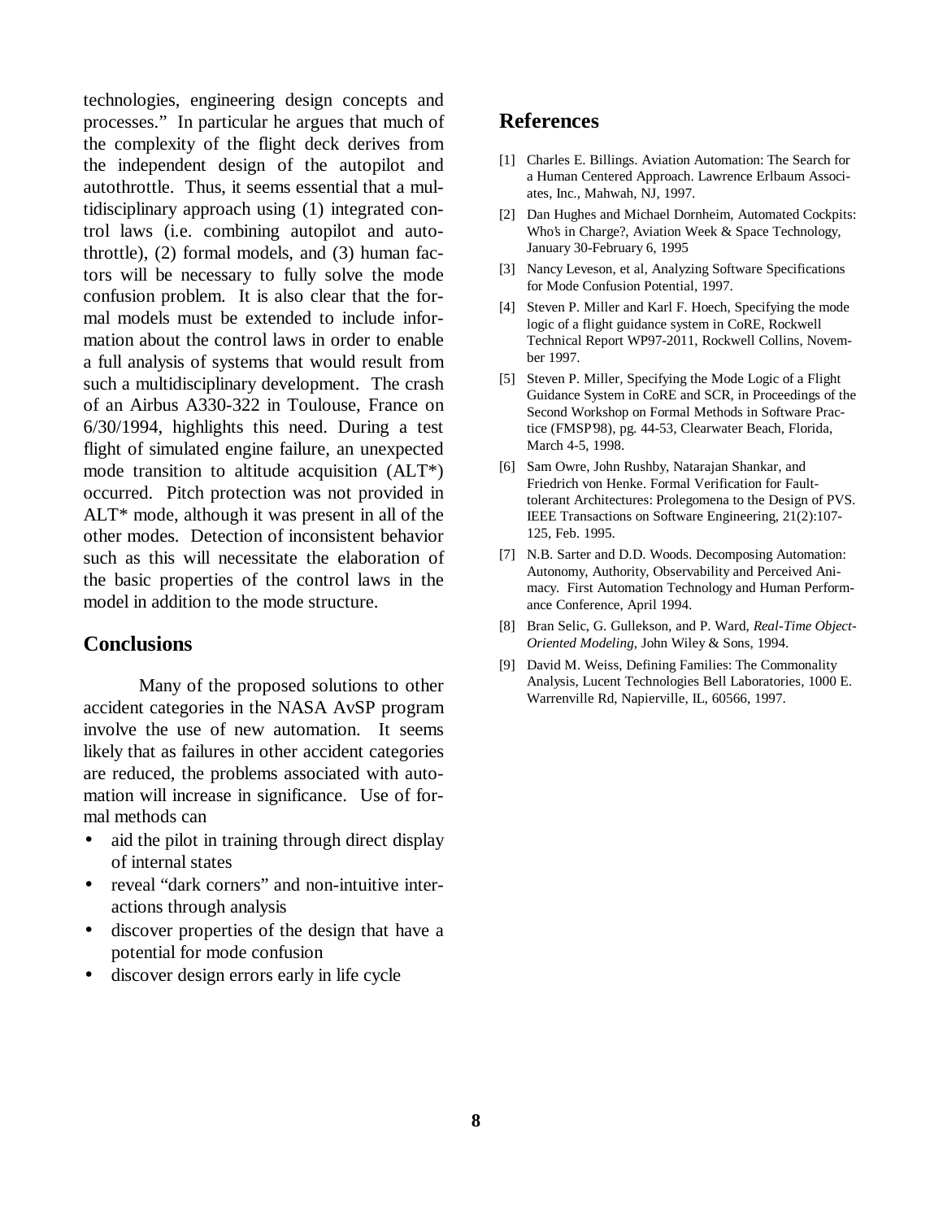technologies, engineering design concepts and processes." In particular he argues that much of the complexity of the flight deck derives from the independent design of the autopilot and autothrottle. Thus, it seems essential that a multidisciplinary approach using (1) integrated control laws (i.e. combining autopilot and autothrottle), (2) formal models, and (3) human factors will be necessary to fully solve the mode confusion problem. It is also clear that the formal models must be extended to include information about the control laws in order to enable a full analysis of systems that would result from such a multidisciplinary development. The crash of an Airbus A330-322 in Toulouse, France on 6/30/1994, highlights this need. During a test flight of simulated engine failure, an unexpected mode transition to altitude acquisition (ALT*) occurred. Pitch protection was not provided in ALT* mode, although it was present in all of the other modes. Detection of inconsistent behavior such as this will necessitate the elaboration of the basic properties of the control laws in the model in addition to the mode structure.

## Conclusions

Many of the proposed solutions to other accident categories in the NASA AvSP program involve the use of new automation. It seems likely that as failures in other accident categories are reduced, the problems associated with automation will increase in significance. Use of formal methods can

- aid the pilot in training through direct display of internal states
- reveal "dark corners" and non-intuitive interactions through analysis
- discover properties of the design that have a potential for mode confusion
- discover design errors early in life cycle

## References

[1] Charles E. Billings. Aviation Automation: The Search for a Human Centered Approach. Lawrence Erlbaum Associates, Inc., Mahwah, NJ, 1997.

[2] Dan Hughes and Michael Dornheim, Automated Cockpits: Who's in Charge?, Aviation Week & Space Technology, January 30-February 6, 1995

[3] Nancy Leveson, et al, Analyzing Software Specifications for Mode Confusion Potential, 1997.

[4] Steven P. Miller and Karl F. Hoech, Specifying the mode logic of a flight guidance system in CoRE, Rockwell Technical Report WP97-2011, Rockwell Collins, November 1997.

[5] Steven P. Miller, Specifying the Mode Logic of a Flight Guidance System in CoRE and SCR, in Proceedings of the Second Workshop on Formal Methods in Software Practice (FMSP'98), pg. 44-53, Clearwater Beach, Florida, March 4-5, 1998.

[6] Sam Owre, John Rushby, Natarajan Shankar, and Friedrich von Henke. Formal Verification for Fault-tolerant Architectures: Prolegomena to the Design of PVS. IEEE Transactions on Software Engineering, 21(2):107-125, Feb. 1995.

[7] N.B. Sarter and D.D. Woods. Decomposing Automation: Autonomy, Authority, Observability and Perceived Animacy. First Automation Technology and Human Performance Conference, April 1994.

[8] Bran Selic, G. Gullekson, and P. Ward, *Real-Time Object-Oriented Modeling*, John Wiley & Sons, 1994.

[9] David M. Weiss, Defining Families: The Commonality Analysis, Lucent Technologies Bell Laboratories, 1000 E. Warrenville Rd, Napierville, IL, 60566, 1997.